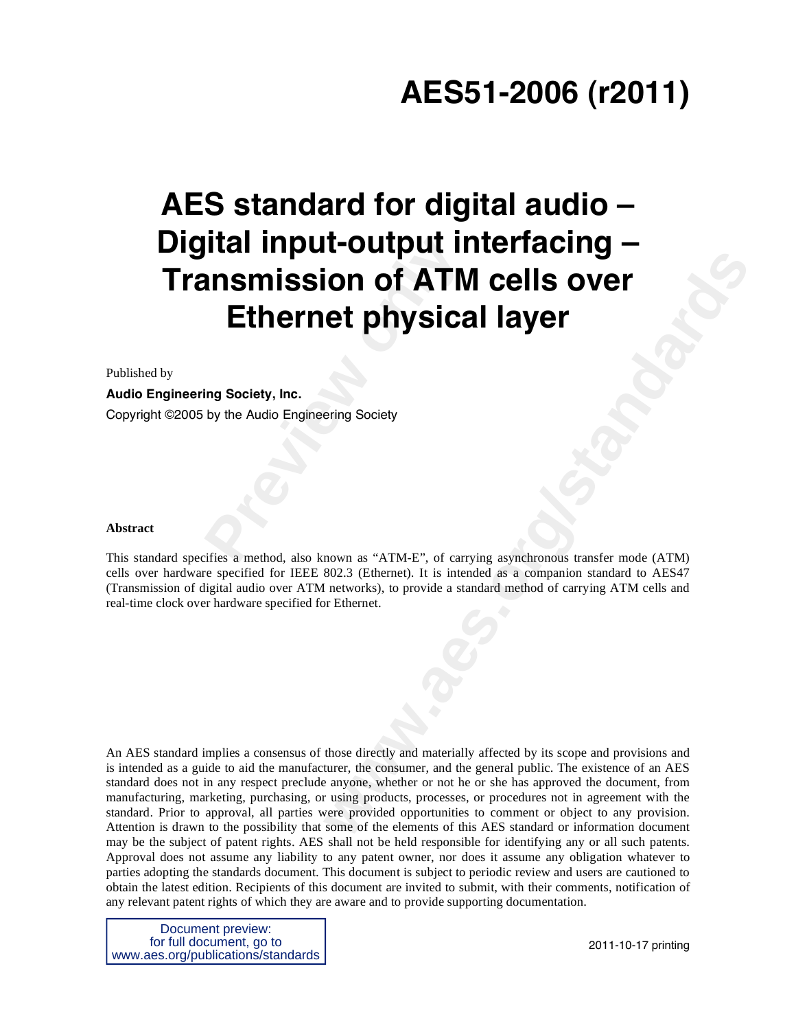# AES51-2006 (r2011)

# AES standard for digital audio – Digital input-output interfacing – Transmission of ATM cells over Ethernet physical layer

Published by

**Audio Engineering Society, Inc.**

Copyright ©2005 by the Audio Engineering Society

**Abstract**

This standard specifies a method, also known as "ATM-E", of carrying asynchronous transfer mode (ATM) cells over hardware specified for IEEE 802.3 (Ethernet). It is intended as a companion standard to AES47 (Transmission of digital audio over ATM networks), to provide a standard method of carrying ATM cells and real-time clock over hardware specified for Ethernet.

An AES standard implies a consensus of those directly and materially affected by its scope and provisions and is intended as a guide to aid the manufacturer, the consumer, and the general public. The existence of an AES standard does not in any respect preclude anyone, whether or not he or she has approved the document, from manufacturing, marketing, purchasing, or using products, processes, or procedures not in agreement with the standard. Prior to approval, all parties were provided opportunities to comment or object to any provision. Attention is drawn to the possibility that some of the elements of this AES standard or information document may be the subject of patent rights. AES shall not be held responsible for identifying any or all such patents. Approval does not assume any liability to any patent owner, nor does it assume any obligation whatever to parties adopting the standards document. This document is subject to periodic review and users are cautioned to obtain the latest edition. Recipients of this document are invited to submit, with their comments, notification of any relevant patent rights of which they are aware and to provide supporting documentation.

Document preview:
for full document, go to
www.aes.org/publications/standards

2011-10-17 printing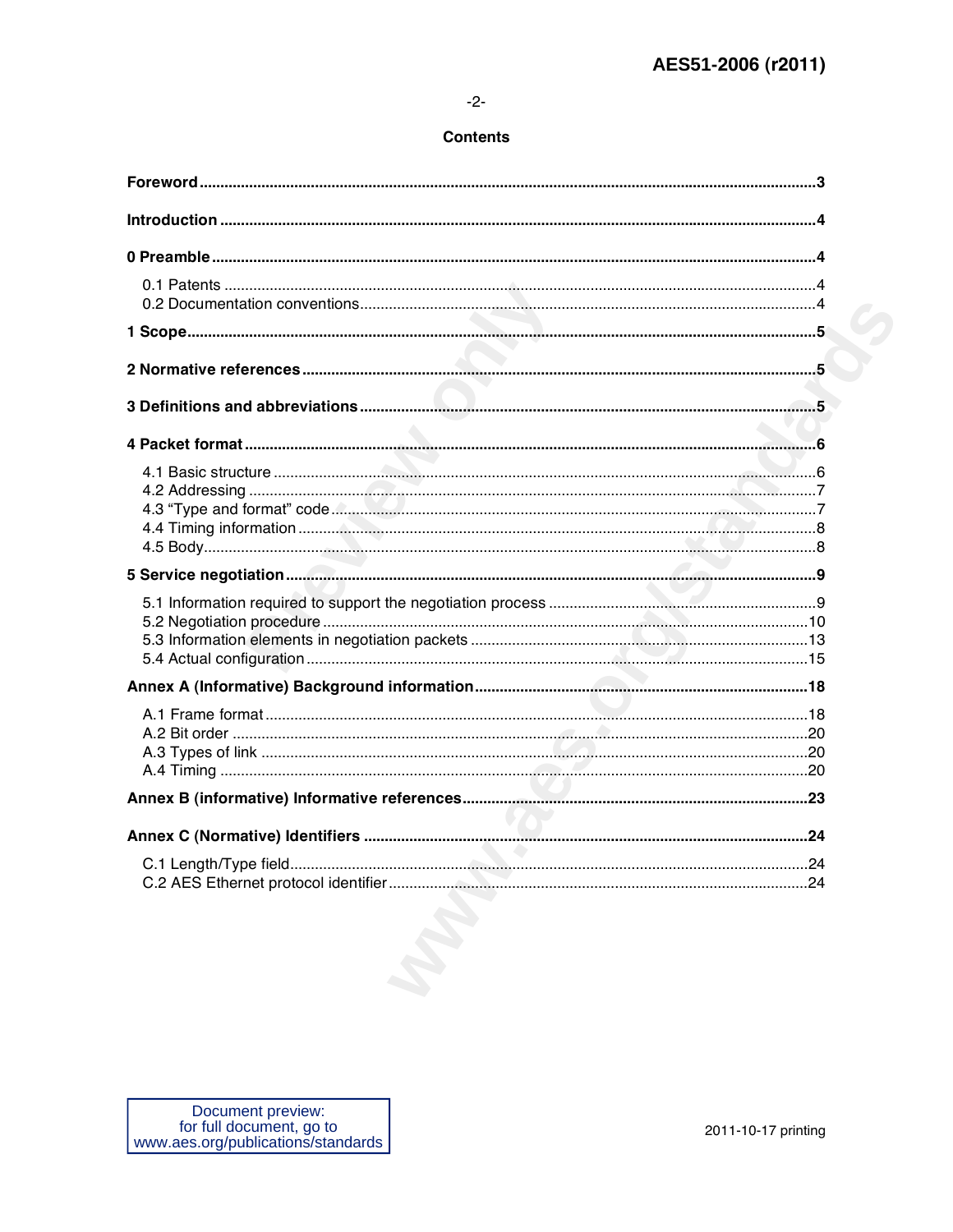## Contents

**Foreword** ... 3

**Introduction** ... 4

**0 Preamble** ... 4

- 0.1 Patents ... 4
- 0.2 Documentation conventions ... 4

**1 Scope** ... 5

**2 Normative references** ... 5

**3 Definitions and abbreviations** ... 5

**4 Packet format** ... 6

- 4.1 Basic structure ... 6
- 4.2 Addressing ... 7
- 4.3 "Type and format" code ... 7
- 4.4 Timing information ... 8
- 4.5 Body ... 8

**5 Service negotiation** ... 9

- 5.1 Information required to support the negotiation process ... 9
- 5.2 Negotiation procedure ... 10
- 5.3 Information elements in negotiation packets ... 13
- 5.4 Actual configuration ... 15

**Annex A (Informative) Background information** ... 18

- A.1 Frame format ... 18
- A.2 Bit order ... 20
- A.3 Types of link ... 20
- A.4 Timing ... 20

**Annex B (informative) Informative references** ... 23

**Annex C (Normative) Identifiers** ... 24

- C.1 Length/Type field ... 24
- C.2 AES Ethernet protocol identifier ... 24

Document preview:
for full document, go to
www.aes.org/publications/standards

2011-10-17 printing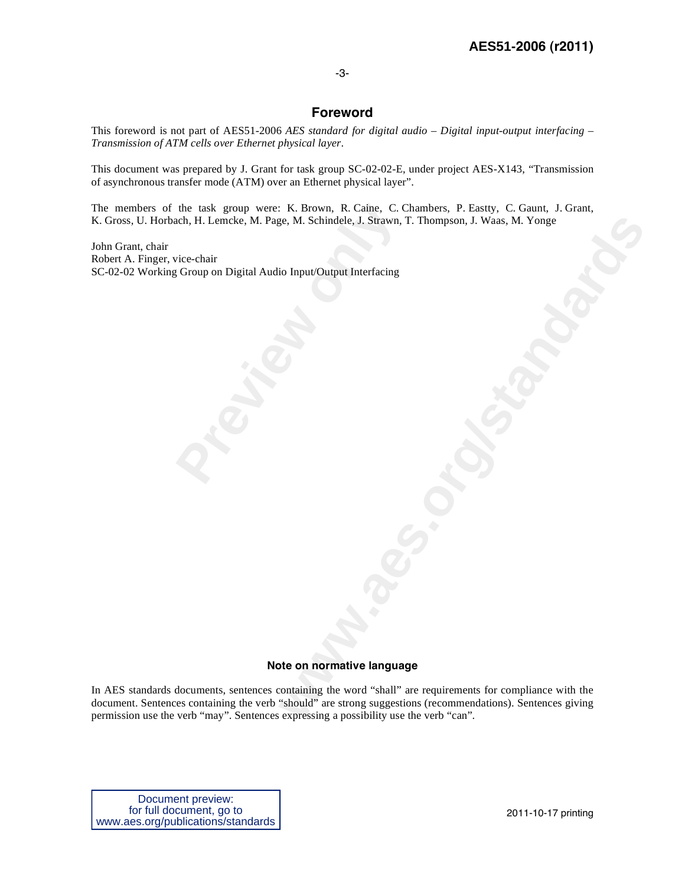# Foreword

This foreword is not part of AES51-2006 *AES standard for digital audio – Digital input-output interfacing – Transmission of ATM cells over Ethernet physical layer*.

This document was prepared by J. Grant for task group SC-02-02-E, under project AES-X143, “Transmission of asynchronous transfer mode (ATM) over an Ethernet physical layer”.

The members of the task group were: K. Brown, R. Caine, C. Chambers, P. Eastty, C. Gaunt, J. Grant, K. Gross, U. Horbach, H. Lemcke, M. Page, M. Schindele, J. Strawn, T. Thompson, J. Waas, M. Yonge

John Grant, chair
Robert A. Finger, vice-chair
SC-02-02 Working Group on Digital Audio Input/Output Interfacing

### Note on normative language

In AES standards documents, sentences containing the word “shall” are requirements for compliance with the document. Sentences containing the verb “should” are strong suggestions (recommendations). Sentences giving permission use the verb “may”. Sentences expressing a possibility use the verb “can”.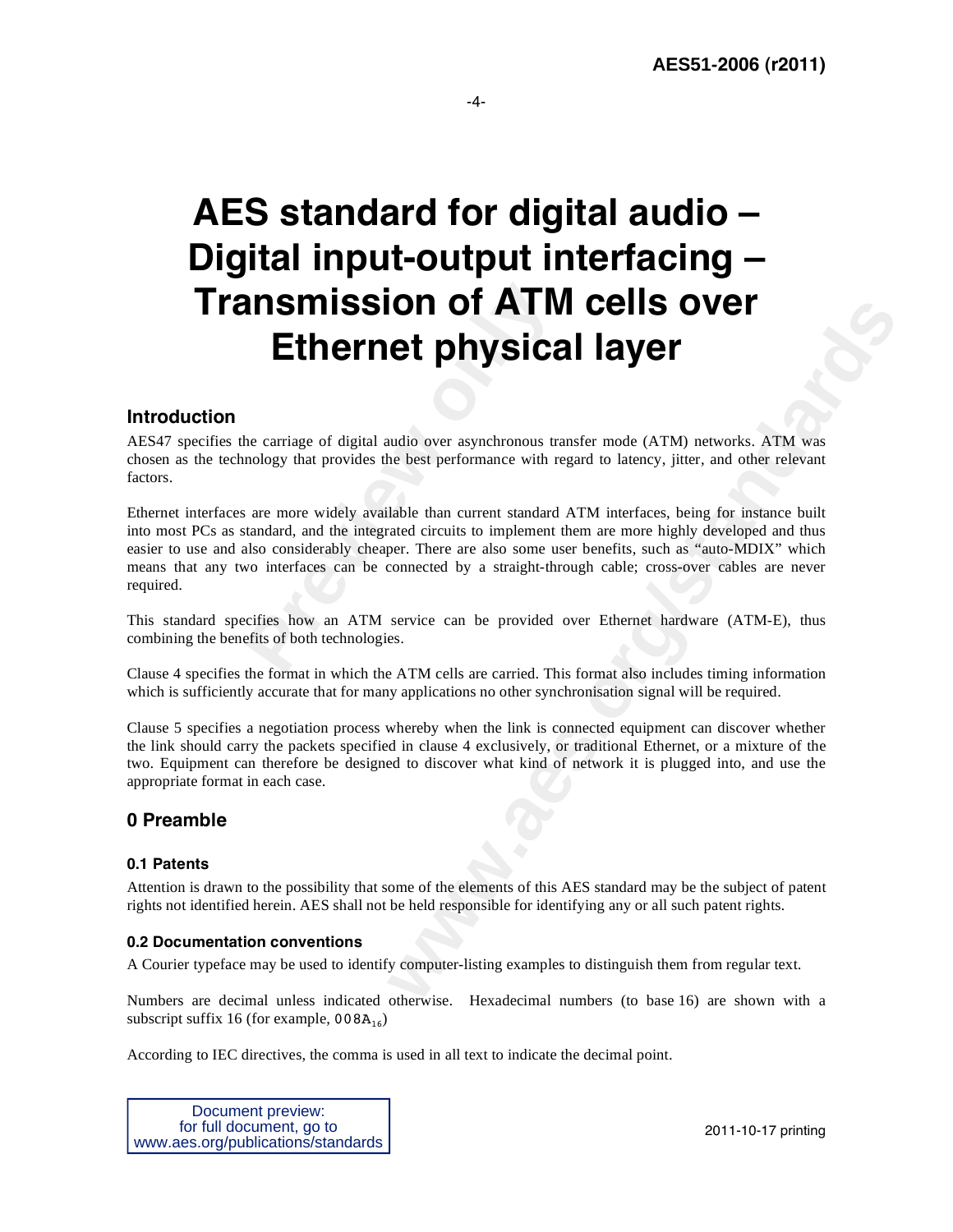# AES standard for digital audio – Digital input-output interfacing – Transmission of ATM cells over Ethernet physical layer

## Introduction

AES47 specifies the carriage of digital audio over asynchronous transfer mode (ATM) networks. ATM was chosen as the technology that provides the best performance with regard to latency, jitter, and other relevant factors.

Ethernet interfaces are more widely available than current standard ATM interfaces, being for instance built into most PCs as standard, and the integrated circuits to implement them are more highly developed and thus easier to use and also considerably cheaper. There are also some user benefits, such as "auto-MDIX" which means that any two interfaces can be connected by a straight-through cable; cross-over cables are never required.

This standard specifies how an ATM service can be provided over Ethernet hardware (ATM-E), thus combining the benefits of both technologies.

Clause 4 specifies the format in which the ATM cells are carried. This format also includes timing information which is sufficiently accurate that for many applications no other synchronisation signal will be required.

Clause 5 specifies a negotiation process whereby when the link is connected equipment can discover whether the link should carry the packets specified in clause 4 exclusively, or traditional Ethernet, or a mixture of the two. Equipment can therefore be designed to discover what kind of network it is plugged into, and use the appropriate format in each case.

## 0 Preamble

### 0.1 Patents

Attention is drawn to the possibility that some of the elements of this AES standard may be the subject of patent rights not identified herein. AES shall not be held responsible for identifying any or all such patent rights.

### 0.2 Documentation conventions

A Courier typeface may be used to identify computer-listing examples to distinguish them from regular text.

Numbers are decimal unless indicated otherwise. Hexadecimal numbers (to base 16) are shown with a subscript suffix 16 (for example, $008A_{16}$)

According to IEC directives, the comma is used in all text to indicate the decimal point.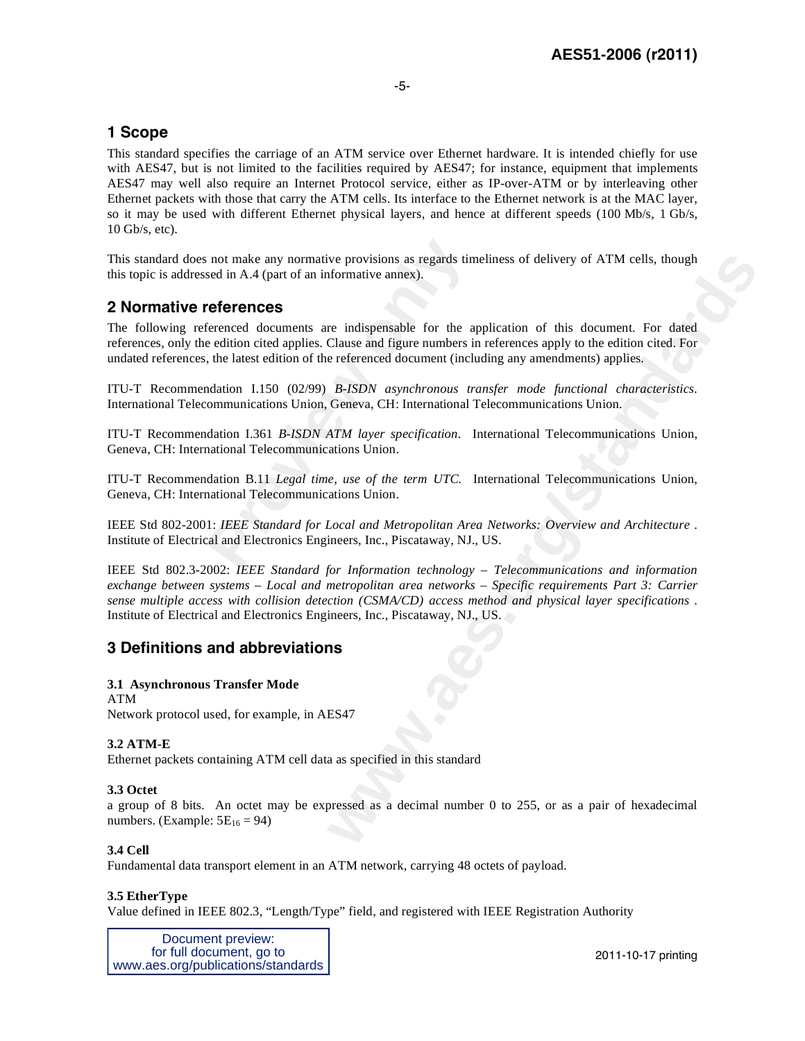## 1 Scope

This standard specifies the carriage of an ATM service over Ethernet hardware. It is intended chiefly for use with AES47, but is not limited to the facilities required by AES47; for instance, equipment that implements AES47 may well also require an Internet Protocol service, either as IP-over-ATM or by interleaving other Ethernet packets with those that carry the ATM cells. Its interface to the Ethernet network is at the MAC layer, so it may be used with different Ethernet physical layers, and hence at different speeds (100 Mb/s, 1 Gb/s, 10 Gb/s, etc).

This standard does not make any normative provisions as regards timeliness of delivery of ATM cells, though this topic is addressed in A.4 (part of an informative annex).

## 2 Normative references

The following referenced documents are indispensable for the application of this document. For dated references, only the edition cited applies. Clause and figure numbers in references apply to the edition cited. For undated references, the latest edition of the referenced document (including any amendments) applies.

ITU-T Recommendation I.150 (02/99) *B-ISDN asynchronous transfer mode functional characteristics*. International Telecommunications Union, Geneva, CH: International Telecommunications Union.

ITU-T Recommendation I.361 *B-ISDN ATM layer specification*. International Telecommunications Union, Geneva, CH: International Telecommunications Union.

ITU-T Recommendation B.11 *Legal time, use of the term UTC.* International Telecommunications Union, Geneva, CH: International Telecommunications Union.

IEEE Std 802-2001: *IEEE Standard for Local and Metropolitan Area Networks: Overview and Architecture* . Institute of Electrical and Electronics Engineers, Inc., Piscataway, NJ., US.

IEEE Std 802.3-2002: *IEEE Standard for Information technology – Telecommunications and information exchange between systems – Local and metropolitan area networks – Specific requirements Part 3: Carrier sense multiple access with collision detection (CSMA/CD) access method and physical layer specifications* . Institute of Electrical and Electronics Engineers, Inc., Piscataway, NJ., US.

## 3 Definitions and abbreviations

**3.1 Asynchronous Transfer Mode**

ATM

Network protocol used, for example, in AES47

**3.2 ATM-E**

Ethernet packets containing ATM cell data as specified in this standard

**3.3 Octet**

a group of 8 bits. An octet may be expressed as a decimal number 0 to 255, or as a pair of hexadecimal numbers. (Example: $5E_{16} = 94$)

**3.4 Cell**

Fundamental data transport element in an ATM network, carrying 48 octets of payload.

**3.5 EtherType**

Value defined in IEEE 802.3, “Length/Type” field, and registered with IEEE Registration Authority